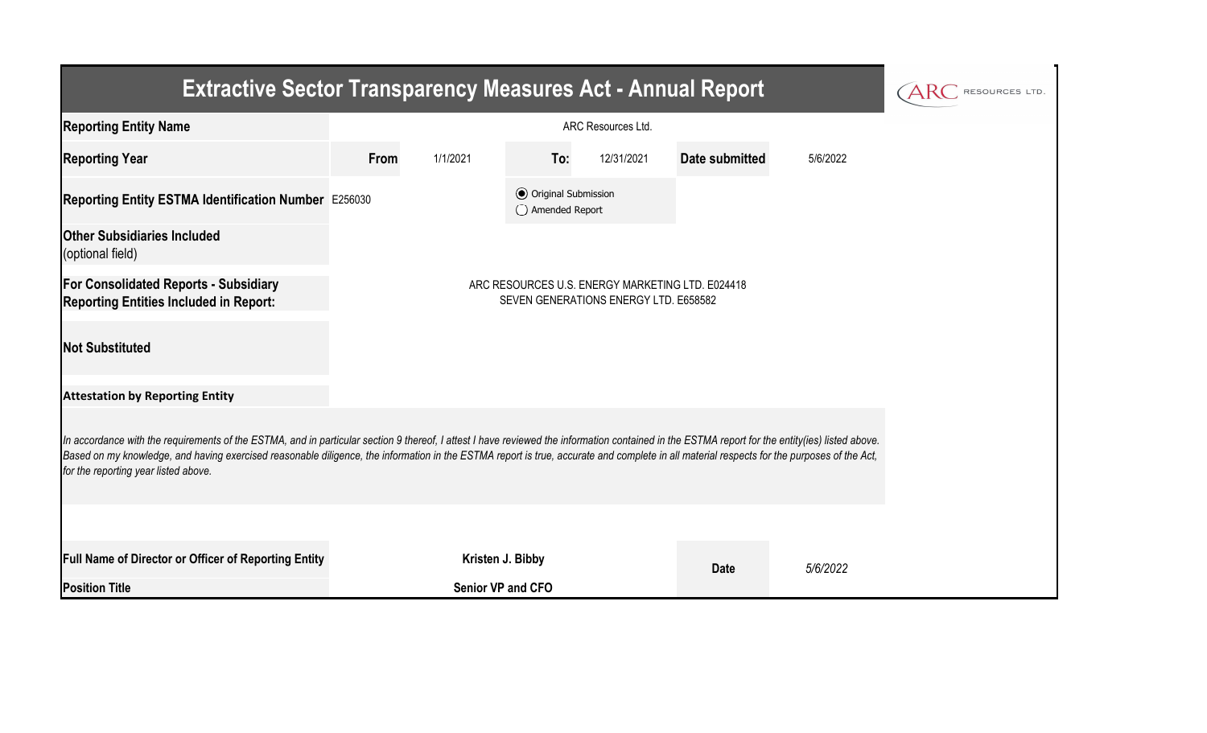# Extractive Sector Transparency Measures Act - Annual Report

ARC RESOURCES LTD.

| | | | | | | |
|---|---|---|---|---|---|---|
| **Reporting Entity Name** | ARC Resources Ltd. | | | | | |
| **Reporting Year** | **From** | 1/1/2021 | **To:** | 12/31/2021 | **Date submitted** | 5/6/2022 |
| **Reporting Entity ESTMA Identification Number** | E256030 | | (●) Original Submission<br>( ) Amended Report | | | |
| **Other Subsidiaries Included** (optional field) | | | | | | |
| **For Consolidated Reports - Subsidiary Reporting Entities Included in Report:** | ARC RESOURCES U.S. ENERGY MARKETING LTD. E024418<br>SEVEN GENERATIONS ENERGY LTD. E658582 | | | | | |
| **Not Substituted** | | | | | | |

**Attestation by Reporting Entity**

*In accordance with the requirements of the ESTMA, and in particular section 9 thereof, I attest I have reviewed the information contained in the ESTMA report for the entity(ies) listed above. Based on my knowledge, and having exercised reasonable diligence, the information in the ESTMA report is true, accurate and complete in all material respects for the purposes of the Act, for the reporting year listed above.*

| | | | |
|---|---|---|---|
| **Full Name of Director or Officer of Reporting Entity** | **Kristen J. Bibby** | **Date** | *5/6/2022* |
| **Position Title** | **Senior VP and CFO** | | |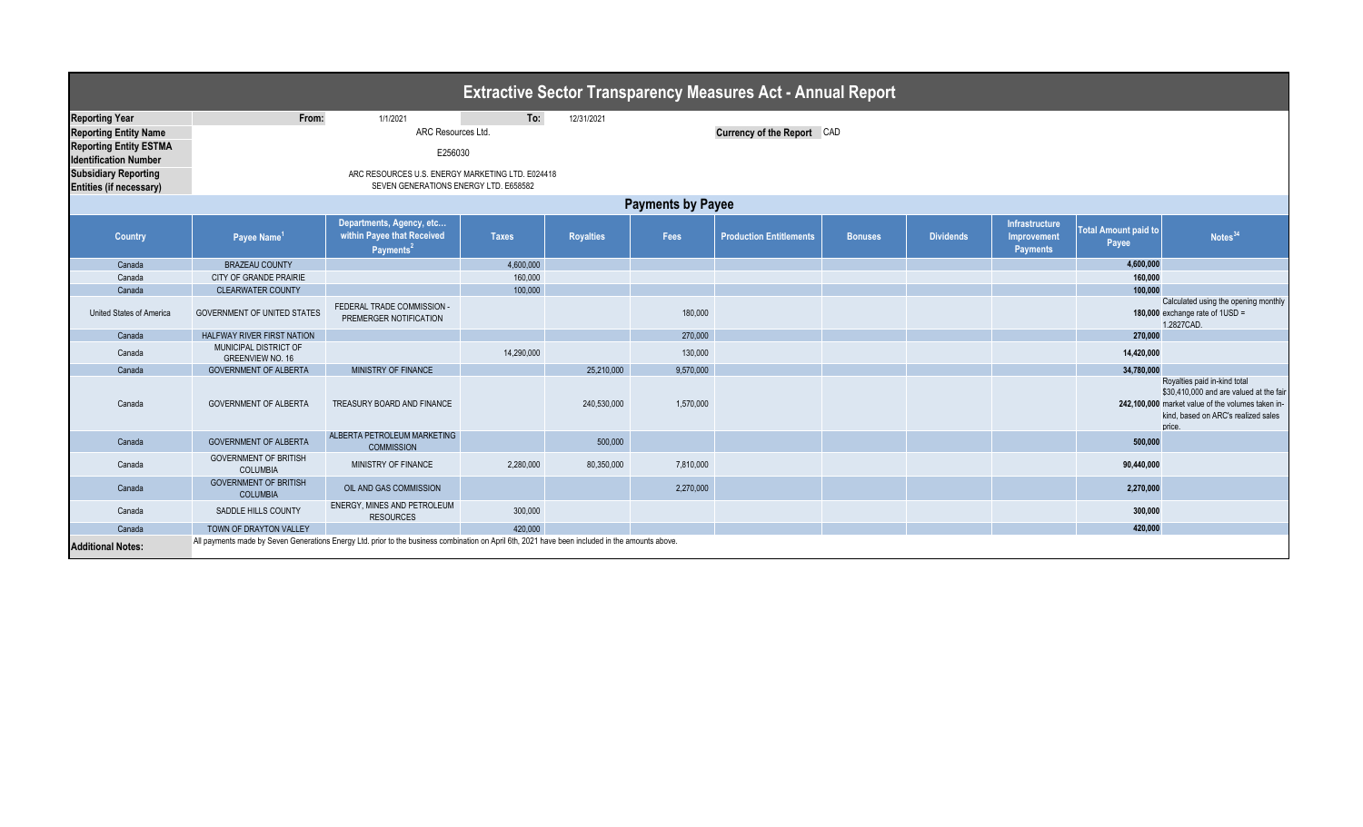# Extractive Sector Transparency Measures Act - Annual Report

| | | | | | |
|---|---|---|---|---|---|
| **Reporting Year** | From: | 1/1/2021 | To: | 12/31/2021 | |
| **Reporting Entity Name** | ARC Resources Ltd. | | | **Currency of the Report** | CAD |
| **Reporting Entity ESTMA Identification Number** | E256030 | | | | |
| **Subsidiary Reporting Entities (if necessary)** | ARC RESOURCES U.S. ENERGY MARKETING LTD. E024418<br>SEVEN GENERATIONS ENERGY LTD. E658582 | | | | |

## Payments by Payee

| Country | Payee Name[1] | Departments, Agency, etc… within Payee that Received Payments[2] | Taxes | Royalties | Fees | Production Entitlements | Bonuses | Dividends | Infrastructure Improvement Payments | Total Amount paid to Payee | Notes[34] |
|---|---|---|---|---|---|---|---|---|---|---|---|
| Canada | BRAZEAU COUNTY | | 4,600,000 | | | | | | | 4,600,000 | |
| Canada | CITY OF GRANDE PRAIRIE | | 160,000 | | | | | | | 160,000 | |
| Canada | CLEARWATER COUNTY | | 100,000 | | | | | | | 100,000 | |
| United States of America | GOVERNMENT OF UNITED STATES | FEDERAL TRADE COMMISSION - PREMERGER NOTIFICATION | | | 180,000 | | | | | 180,000 | Calculated using the opening monthly exchange rate of 1USD = 1.2827CAD. |
| Canada | HALFWAY RIVER FIRST NATION | | | | 270,000 | | | | | 270,000 | |
| Canada | MUNICIPAL DISTRICT OF GREENVIEW NO. 16 | | 14,290,000 | | 130,000 | | | | | 14,420,000 | |
| Canada | GOVERNMENT OF ALBERTA | MINISTRY OF FINANCE | | 25,210,000 | 9,570,000 | | | | | 34,780,000 | |
| Canada | GOVERNMENT OF ALBERTA | TREASURY BOARD AND FINANCE | | 240,530,000 | 1,570,000 | | | | | 242,100,000 | Royalties paid in-kind total $30,410,000 and are valued at the fair market value of the volumes taken in-kind, based on ARC's realized sales price. |
| Canada | GOVERNMENT OF ALBERTA | ALBERTA PETROLEUM MARKETING COMMISSION | | 500,000 | | | | | | 500,000 | |
| Canada | GOVERNMENT OF BRITISH COLUMBIA | MINISTRY OF FINANCE | 2,280,000 | 80,350,000 | 7,810,000 | | | | | 90,440,000 | |
| Canada | GOVERNMENT OF BRITISH COLUMBIA | OIL AND GAS COMMISSION | | | 2,270,000 | | | | | 2,270,000 | |
| Canada | SADDLE HILLS COUNTY | ENERGY, MINES AND PETROLEUM RESOURCES | 300,000 | | | | | | | 300,000 | |
| Canada | TOWN OF DRAYTON VALLEY | | 420,000 | | | | | | | 420,000 | |

**Additional Notes:** All payments made by Seven Generations Energy Ltd. prior to the business combination on April 6th, 2021 have been included in the amounts above.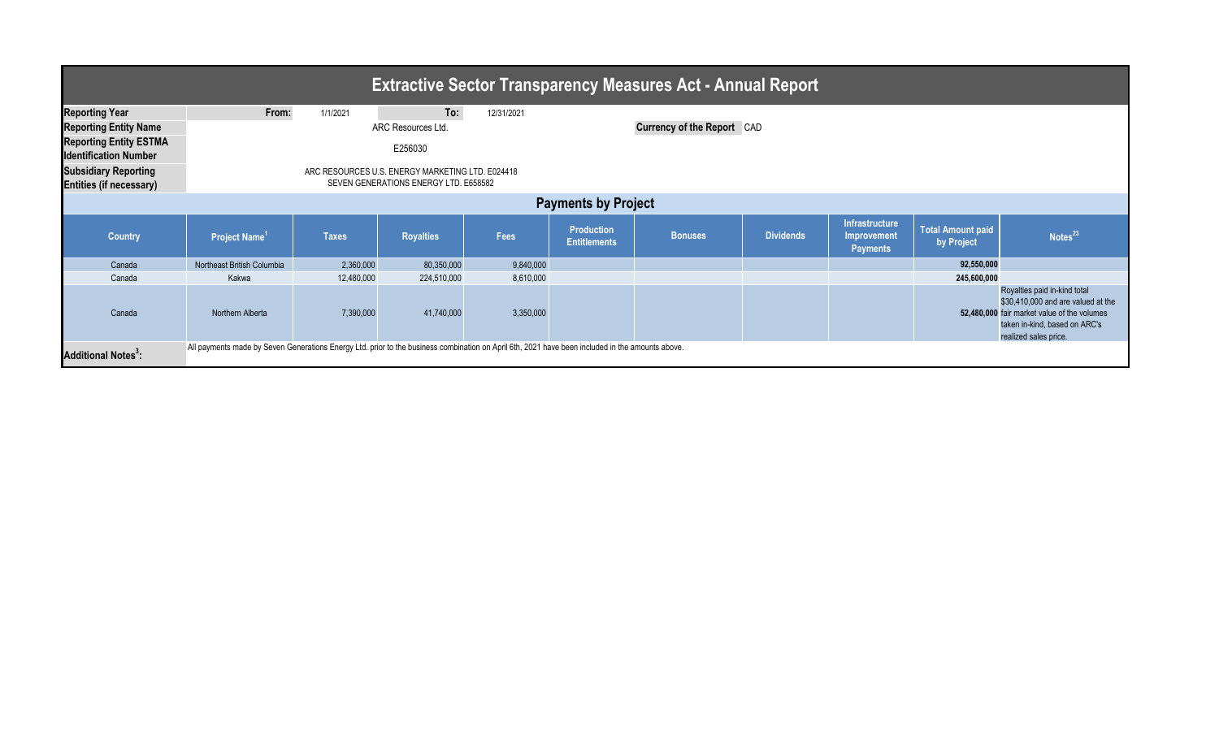# Extractive Sector Transparency Measures Act - Annual Report

| | | | | | |
|---|---|---|---|---|---|
| **Reporting Year** | **From:** | 1/1/2021 | **To:** | 12/31/2021 | |
| **Reporting Entity Name** | ARC Resources Ltd. | | | **Currency of the Report** | CAD |
| **Reporting Entity ESTMA Identification Number** | E256030 | | | | |
| **Subsidiary Reporting Entities (if necessary)** | ARC RESOURCES U.S. ENERGY MARKETING LTD. E024418<br>SEVEN GENERATIONS ENERGY LTD. E658582 | | | | |

## Payments by Project

| Country | Project Name[1] | Taxes | Royalties | Fees | Production Entitlements | Bonuses | Dividends | Infrastructure Improvement Payments | Total Amount paid by Project | Notes[23] |
|---|---|---|---|---|---|---|---|---|---|---|
| Canada | Northeast British Columbia | 2,360,000 | 80,350,000 | 9,840,000 | | | | | **92,550,000** | |
| Canada | Kakwa | 12,480,000 | 224,510,000 | 8,610,000 | | | | | **245,600,000** | |
| Canada | Northern Alberta | 7,390,000 | 41,740,000 | 3,350,000 | | | | | **52,480,000** | Royalties paid in-kind total $30,410,000 and are valued at the fair market value of the volumes taken in-kind, based on ARC's realized sales price. |

**Additional Notes[3]:** All payments made by Seven Generations Energy Ltd. prior to the business combination on April 6th, 2021 have been included in the amounts above.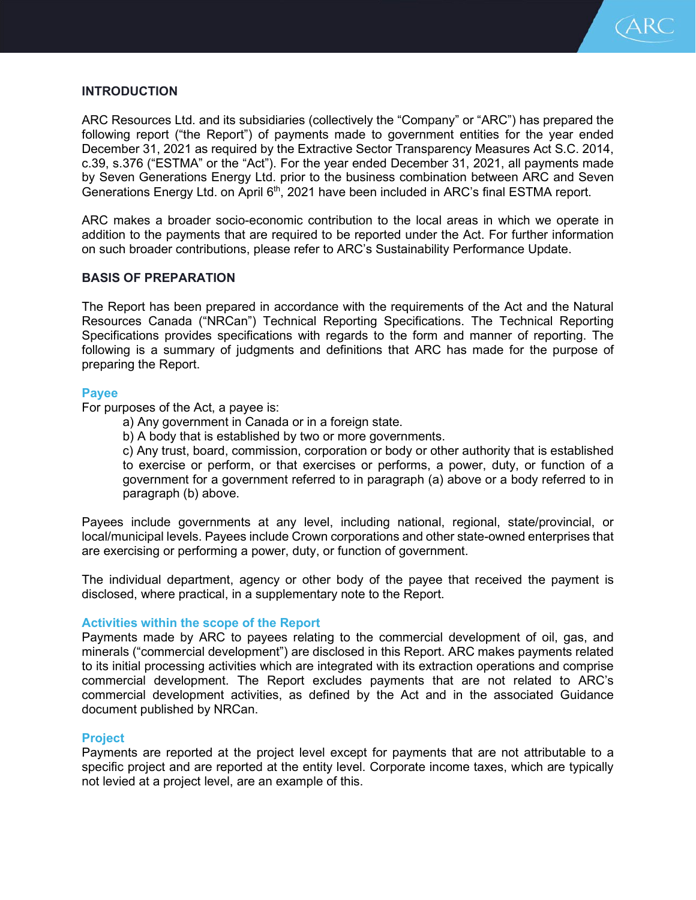## INTRODUCTION

ARC Resources Ltd. and its subsidiaries (collectively the "Company" or "ARC") has prepared the following report ("the Report") of payments made to government entities for the year ended December 31, 2021 as required by the Extractive Sector Transparency Measures Act S.C. 2014, c.39, s.376 ("ESTMA" or the "Act"). For the year ended December 31, 2021, all payments made by Seven Generations Energy Ltd. prior to the business combination between ARC and Seven Generations Energy Ltd. on April 6th, 2021 have been included in ARC's final ESTMA report.

ARC makes a broader socio-economic contribution to the local areas in which we operate in addition to the payments that are required to be reported under the Act. For further information on such broader contributions, please refer to ARC's Sustainability Performance Update.

## BASIS OF PREPARATION

The Report has been prepared in accordance with the requirements of the Act and the Natural Resources Canada ("NRCan") Technical Reporting Specifications. The Technical Reporting Specifications provides specifications with regards to the form and manner of reporting. The following is a summary of judgments and definitions that ARC has made for the purpose of preparing the Report.

### Payee

For purposes of the Act, a payee is:

a) Any government in Canada or in a foreign state.
b) A body that is established by two or more governments.
c) Any trust, board, commission, corporation or body or other authority that is established to exercise or perform, or that exercises or performs, a power, duty, or function of a government for a government referred to in paragraph (a) above or a body referred to in paragraph (b) above.

Payees include governments at any level, including national, regional, state/provincial, or local/municipal levels. Payees include Crown corporations and other state-owned enterprises that are exercising or performing a power, duty, or function of government.

The individual department, agency or other body of the payee that received the payment is disclosed, where practical, in a supplementary note to the Report.

### Activities within the scope of the Report

Payments made by ARC to payees relating to the commercial development of oil, gas, and minerals ("commercial development") are disclosed in this Report. ARC makes payments related to its initial processing activities which are integrated with its extraction operations and comprise commercial development. The Report excludes payments that are not related to ARC's commercial development activities, as defined by the Act and in the associated Guidance document published by NRCan.

### Project

Payments are reported at the project level except for payments that are not attributable to a specific project and are reported at the entity level. Corporate income taxes, which are typically not levied at a project level, are an example of this.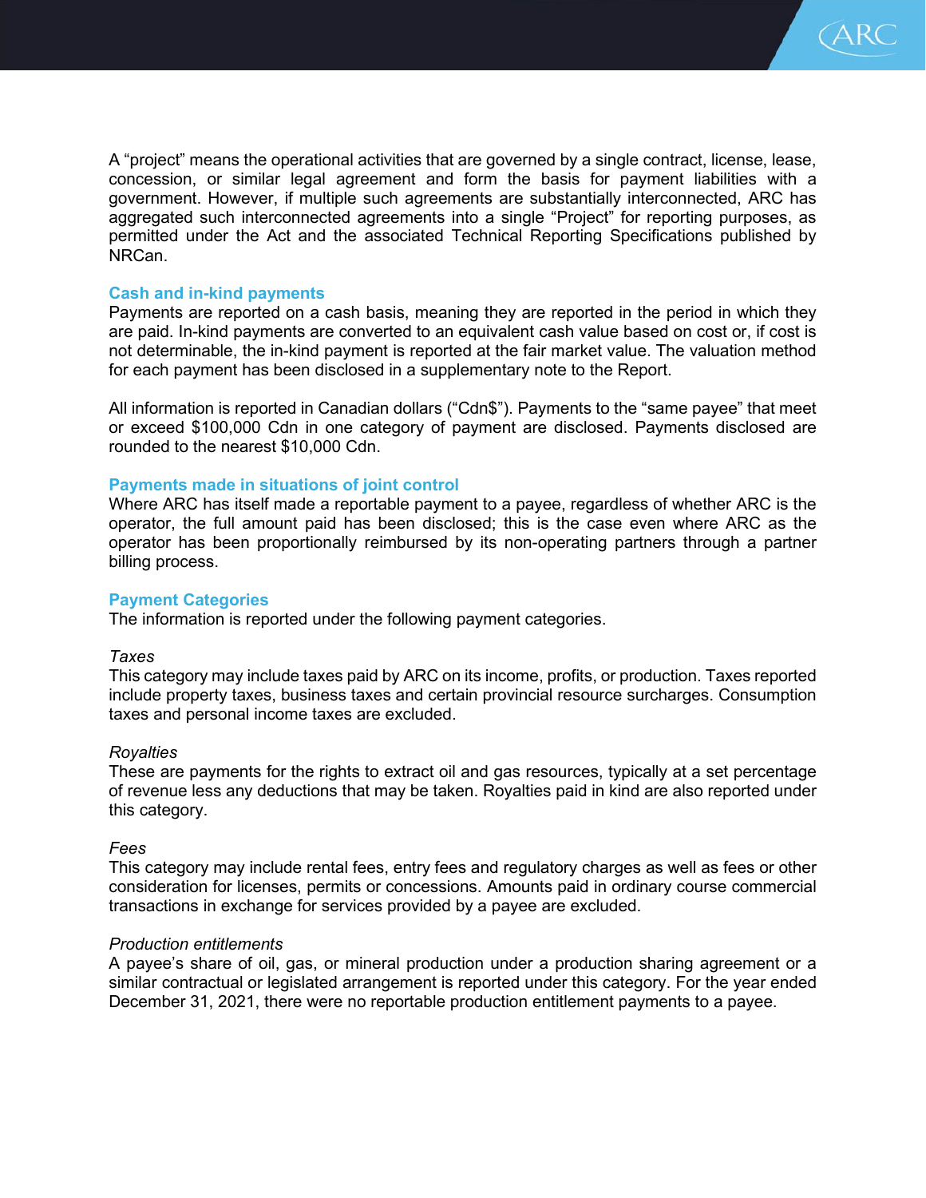A “project” means the operational activities that are governed by a single contract, license, lease, concession, or similar legal agreement and form the basis for payment liabilities with a government. However, if multiple such agreements are substantially interconnected, ARC has aggregated such interconnected agreements into a single “Project” for reporting purposes, as permitted under the Act and the associated Technical Reporting Specifications published by NRCan.

## Cash and in-kind payments

Payments are reported on a cash basis, meaning they are reported in the period in which they are paid. In-kind payments are converted to an equivalent cash value based on cost or, if cost is not determinable, the in-kind payment is reported at the fair market value. The valuation method for each payment has been disclosed in a supplementary note to the Report.

All information is reported in Canadian dollars (“Cdn$”). Payments to the “same payee” that meet or exceed $100,000 Cdn in one category of payment are disclosed. Payments disclosed are rounded to the nearest $10,000 Cdn.

## Payments made in situations of joint control

Where ARC has itself made a reportable payment to a payee, regardless of whether ARC is the operator, the full amount paid has been disclosed; this is the case even where ARC as the operator has been proportionally reimbursed by its non-operating partners through a partner billing process.

## Payment Categories

The information is reported under the following payment categories.

*Taxes*

This category may include taxes paid by ARC on its income, profits, or production. Taxes reported include property taxes, business taxes and certain provincial resource surcharges. Consumption taxes and personal income taxes are excluded.

*Royalties*

These are payments for the rights to extract oil and gas resources, typically at a set percentage of revenue less any deductions that may be taken. Royalties paid in kind are also reported under this category.

*Fees*

This category may include rental fees, entry fees and regulatory charges as well as fees or other consideration for licenses, permits or concessions. Amounts paid in ordinary course commercial transactions in exchange for services provided by a payee are excluded.

*Production entitlements*

A payee’s share of oil, gas, or mineral production under a production sharing agreement or a similar contractual or legislated arrangement is reported under this category. For the year ended December 31, 2021, there were no reportable production entitlement payments to a payee.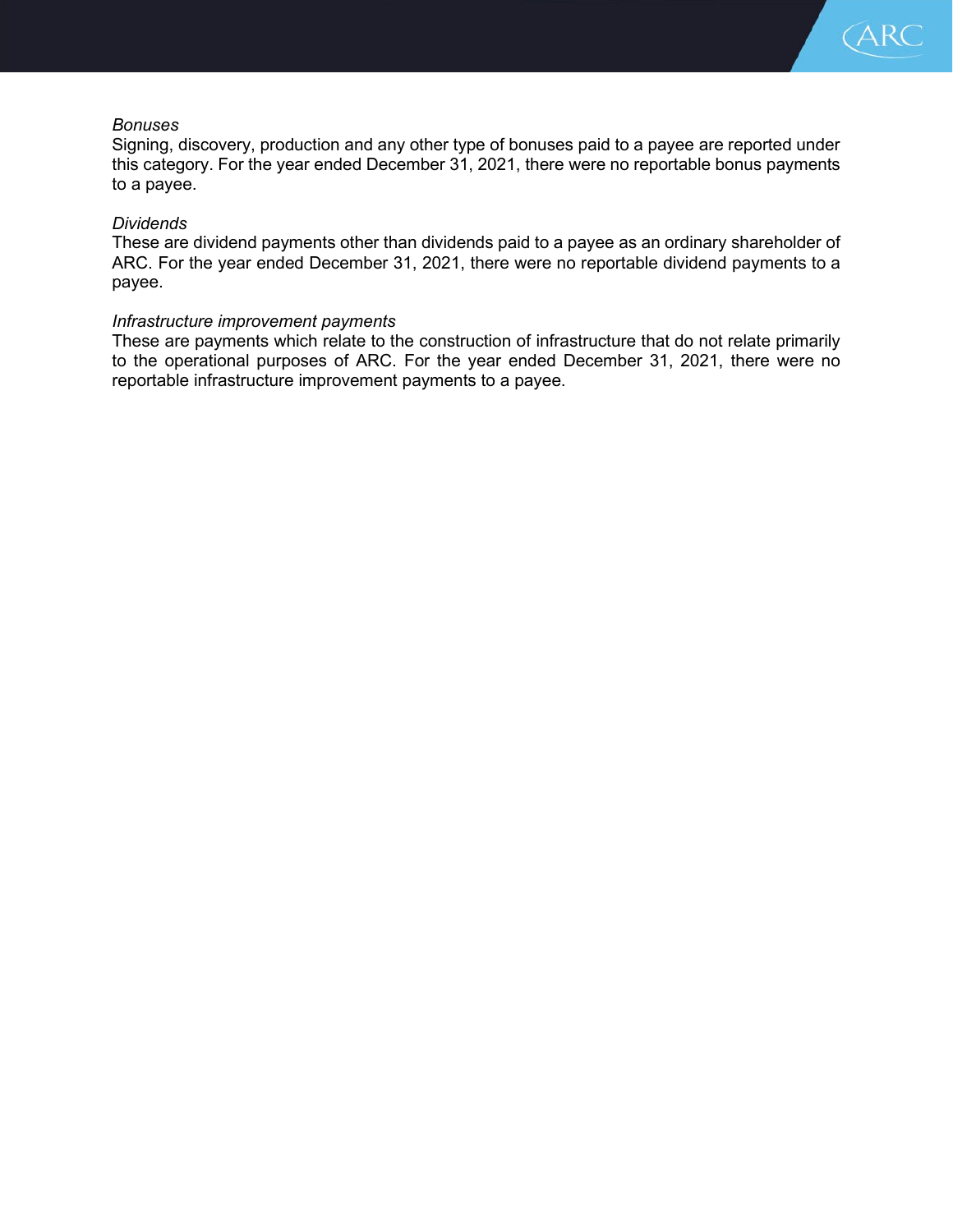*Bonuses*

Signing, discovery, production and any other type of bonuses paid to a payee are reported under this category. For the year ended December 31, 2021, there were no reportable bonus payments to a payee.

*Dividends*

These are dividend payments other than dividends paid to a payee as an ordinary shareholder of ARC. For the year ended December 31, 2021, there were no reportable dividend payments to a payee.

*Infrastructure improvement payments*

These are payments which relate to the construction of infrastructure that do not relate primarily to the operational purposes of ARC. For the year ended December 31, 2021, there were no reportable infrastructure improvement payments to a payee.